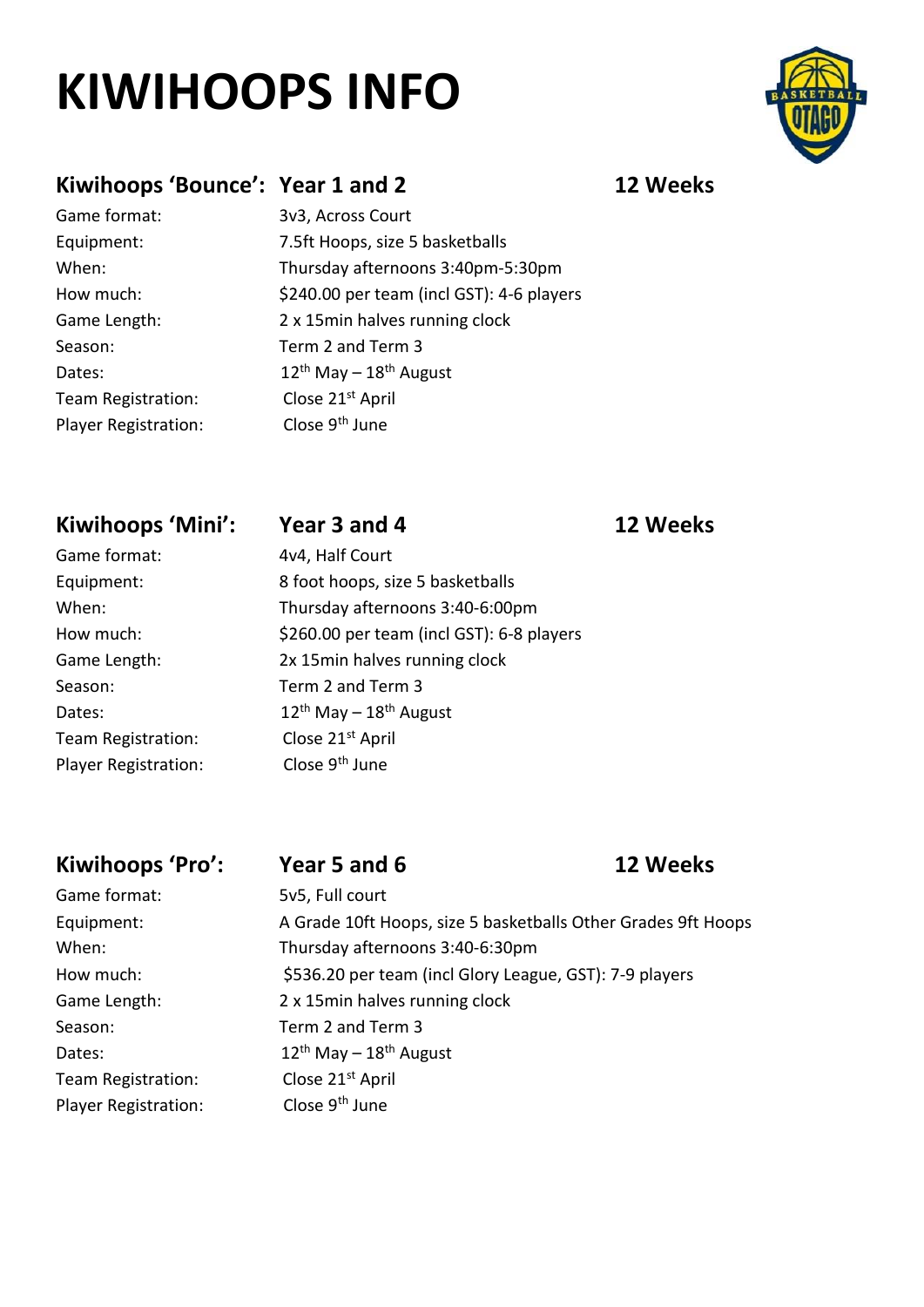# KIWIHOOPS INFO

## Kiwihoops 'Bounce': Year 1 and 2 — 12 Weeks

| | |
|---|---|
| Game format: | 3v3, Across Court |
| Equipment: | 7.5ft Hoops, size 5 basketballs |
| When: | Thursday afternoons 3:40pm-5:30pm |
| How much: | $240.00 per team (incl GST): 4-6 players |
| Game Length: | 2 x 15min halves running clock |
| Season: | Term 2 and Term 3 |
| Dates: | 12th May – 18th August |
| Team Registration: | Close 21st April |
| Player Registration: | Close 9th June |

## Kiwihoops 'Mini': Year 3 and 4 — 12 Weeks

| | |
|---|---|
| Game format: | 4v4, Half Court |
| Equipment: | 8 foot hoops, size 5 basketballs |
| When: | Thursday afternoons 3:40-6:00pm |
| How much: | $260.00 per team (incl GST): 6-8 players |
| Game Length: | 2x 15min halves running clock |
| Season: | Term 2 and Term 3 |
| Dates: | 12th May – 18th August |
| Team Registration: | Close 21st April |
| Player Registration: | Close 9th June |

## Kiwihoops 'Pro': Year 5 and 6 — 12 Weeks

| | |
|---|---|
| Game format: | 5v5, Full court |
| Equipment: | A Grade 10ft Hoops, size 5 basketballs Other Grades 9ft Hoops |
| When: | Thursday afternoons 3:40-6:30pm |
| How much: | $536.20 per team (incl Glory League, GST): 7-9 players |
| Game Length: | 2 x 15min halves running clock |
| Season: | Term 2 and Term 3 |
| Dates: | 12th May – 18th August |
| Team Registration: | Close 21st April |
| Player Registration: | Close 9th June |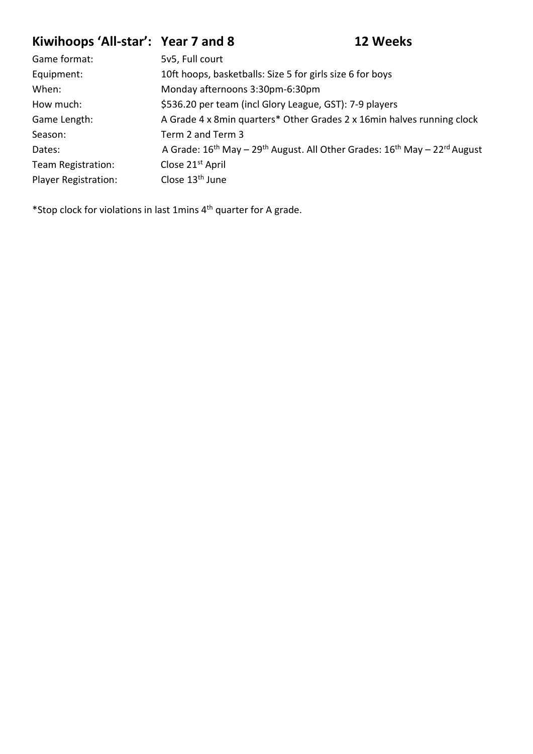## Kiwihoops 'All-star': Year 7 and 8 12 Weeks

| | |
|---|---|
| Game format: | 5v5, Full court |
| Equipment: | 10ft hoops, basketballs: Size 5 for girls size 6 for boys |
| When: | Monday afternoons 3:30pm-6:30pm |
| How much: | $536.20 per team (incl Glory League, GST): 7-9 players |
| Game Length: | A Grade 4 x 8min quarters* Other Grades 2 x 16min halves running clock |
| Season: | Term 2 and Term 3 |
| Dates: | A Grade: 16th May – 29th August. All Other Grades: 16th May – 22rd August |
| Team Registration: | Close 21st April |
| Player Registration: | Close 13th June |

*Stop clock for violations in last 1mins 4th quarter for A grade.